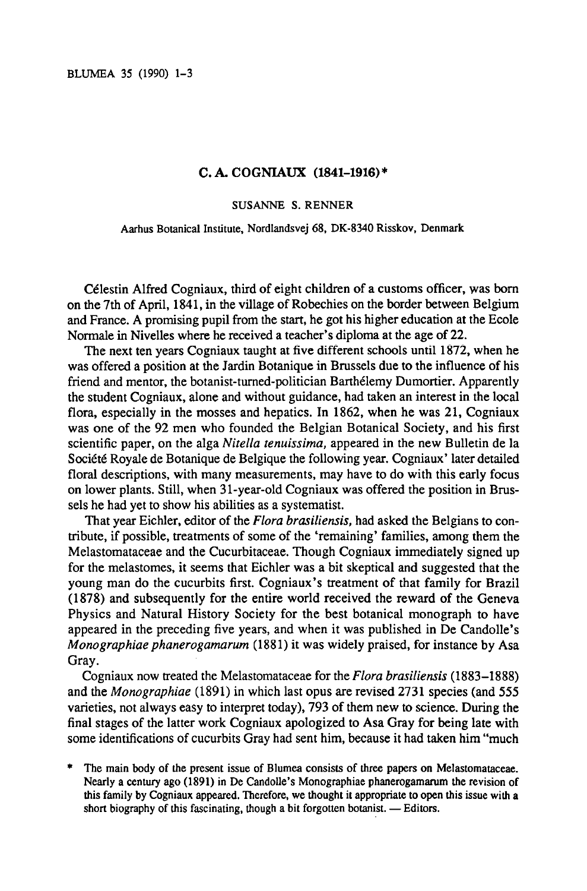# C. A. COGNIAUX (1841–1916)*

SUSANNE S. RENNER

Aarhus Botanical Institute, Nordlandsvej 68, DK-8340 Risskov, Denmark

Célestin Alfred Cogniaux, third of eight children of a customs officer, was born on the 7th of April, 1841, in the village of Robechies on the border between Belgium and France. A promising pupil from the start, he got his higher education at the Ecole Normale in Nivelles where he received a teacher's diploma at the age of 22.

The next ten years Cogniaux taught at five different schools until 1872, when he was offered a position at the Jardin Botanique in Brussels due to the influence of his friend and mentor, the botanist-turned-politician Barthélemy Dumortier. Apparently the student Cogniaux, alone and without guidance, had taken an interest in the local flora, especially in the mosses and hepatics. In 1862, when he was 21, Cogniaux was one of the 92 men who founded the Belgian Botanical Society, and his first scientific paper, on the alga *Nitella tenuissima,* appeared in the new Bulletin de la Société Royale de Botanique de Belgique the following year. Cogniaux' later detailed floral descriptions, with many measurements, may have to do with this early focus on lower plants. Still, when 31-year-old Cogniaux was offered the position in Brussels he had yet to show his abilities as a systematist.

That year Eichler, editor of the *Flora brasiliensis,* had asked the Belgians to contribute, if possible, treatments of some of the 'remaining' families, among them the Melastomataceae and the Cucurbitaceae. Though Cogniaux immediately signed up for the melastomes, it seems that Eichler was a bit skeptical and suggested that the young man do the cucurbits first. Cogniaux's treatment of that family for Brazil (1878) and subsequently for the entire world received the reward of the Geneva Physics and Natural History Society for the best botanical monograph to have appeared in the preceding five years, and when it was published in De Candolle's *Monographiae phanerogamarum* (1881) it was widely praised, for instance by Asa Gray.

Cogniaux now treated the Melastomataceae for the *Flora brasiliensis* (1883–1888) and the *Monographiae* (1891) in which last opus are revised 2731 species (and 555 varieties, not always easy to interpret today), 793 of them new to science. During the final stages of the latter work Cogniaux apologized to Asa Gray for being late with some identifications of cucurbits Gray had sent him, because it had taken him "much

\* The main body of the present issue of Blumea consists of three papers on Melastomataceae. Nearly a century ago (1891) in De Candolle's Monographiae phanerogamarum the revision of this family by Cogniaux appeared. Therefore, we thought it appropriate to open this issue with a short biography of this fascinating, though a bit forgotten botanist. — Editors.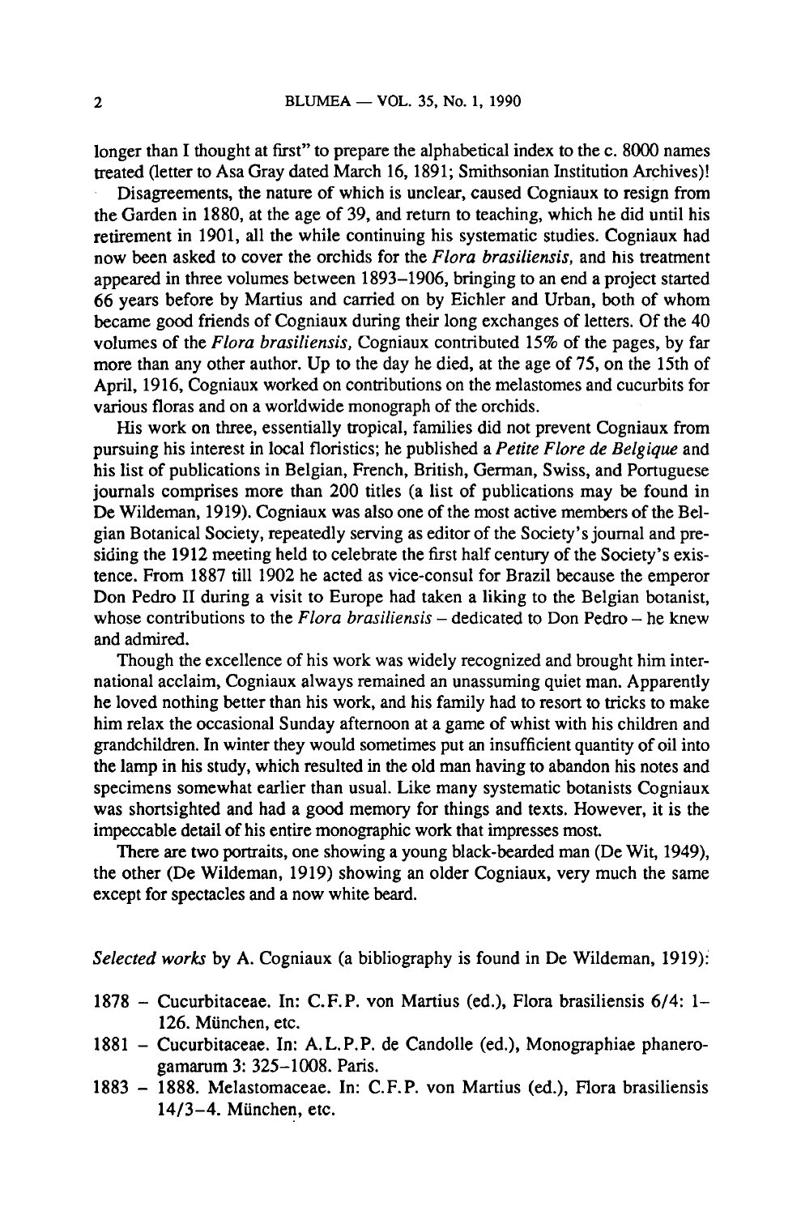longer than I thought at first" to prepare the alphabetical index to the c. 8000 names treated (letter to Asa Gray dated March 16, 1891; Smithsonian Institution Archives)!

Disagreements, the nature of which is unclear, caused Cogniaux to resign from the Garden in 1880, at the age of 39, and return to teaching, which he did until his retirement in 1901, all the while continuing his systematic studies. Cogniaux had now been asked to cover the orchids for the *Flora brasiliensis*, and his treatment appeared in three volumes between 1893–1906, bringing to an end a project started 66 years before by Martius and carried on by Eichler and Urban, both of whom became good friends of Cogniaux during their long exchanges of letters. Of the 40 volumes of the *Flora brasiliensis*, Cogniaux contributed 15% of the pages, by far more than any other author. Up to the day he died, at the age of 75, on the 15th of April, 1916, Cogniaux worked on contributions on the melastomes and cucurbits for various floras and on a worldwide monograph of the orchids.

His work on three, essentially tropical, families did not prevent Cogniaux from pursuing his interest in local floristics; he published a *Petite Flore de Belgique* and his list of publications in Belgian, French, British, German, Swiss, and Portuguese journals comprises more than 200 titles (a list of publications may be found in De Wildeman, 1919). Cogniaux was also one of the most active members of the Belgian Botanical Society, repeatedly serving as editor of the Society's journal and presiding the 1912 meeting held to celebrate the first half century of the Society's existence. From 1887 till 1902 he acted as vice-consul for Brazil because the emperor Don Pedro II during a visit to Europe had taken a liking to the Belgian botanist, whose contributions to the *Flora brasiliensis* – dedicated to Don Pedro – he knew and admired.

Though the excellence of his work was widely recognized and brought him international acclaim, Cogniaux always remained an unassuming quiet man. Apparently he loved nothing better than his work, and his family had to resort to tricks to make him relax the occasional Sunday afternoon at a game of whist with his children and grandchildren. In winter they would sometimes put an insufficient quantity of oil into the lamp in his study, which resulted in the old man having to abandon his notes and specimens somewhat earlier than usual. Like many systematic botanists Cogniaux was shortsighted and had a good memory for things and texts. However, it is the impeccable detail of his entire monographic work that impresses most.

There are two portraits, one showing a young black-bearded man (De Wit, 1949), the other (De Wildeman, 1919) showing an older Cogniaux, very much the same except for spectacles and a now white beard.

*Selected works* by A. Cogniaux (a bibliography is found in De Wildeman, 1919):

1878 – Cucurbitaceae. In: C.F.P. von Martius (ed.), Flora brasiliensis 6/4: 1–126. München, etc.

1881 – Cucurbitaceae. In: A.L.P.P. de Candolle (ed.), Monographiae phanerogamarum 3: 325–1008. Paris.

1883 – 1888. Melastomaceae. In: C.F.P. von Martius (ed.), Flora brasiliensis 14/3–4. München, etc.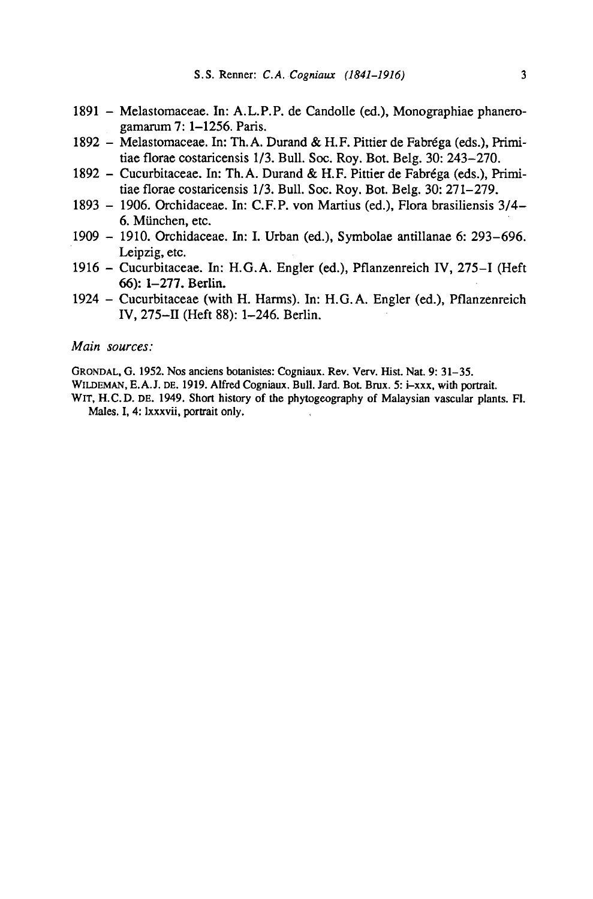1891 – Melastomaceae. In: A.L.P.P. de Candolle (ed.), Monographiae phanerogamarum 7: 1–1256. Paris.

1892 – Melastomaceae. In: Th.A. Durand & H.F. Pittier de Fabréga (eds.), Primitiae florae costaricensis 1/3. Bull. Soc. Roy. Bot. Belg. 30: 243–270.

1892 – Cucurbitaceae. In: Th.A. Durand & H.F. Pittier de Fabréga (eds.), Primitiae florae costaricensis 1/3. Bull. Soc. Roy. Bot. Belg. 30: 271–279.

1893 – 1906. Orchidaceae. In: C.F.P. von Martius (ed.), Flora brasiliensis 3/4–6. München, etc.

1909 – 1910. Orchidaceae. In: I. Urban (ed.), Symbolae antillanae 6: 293–696. Leipzig, etc.

1916 – Cucurbitaceae. In: H.G.A. Engler (ed.), Pflanzenreich IV, 275–I (Heft 66): 1–277. Berlin.

1924 – Cucurbitaceae (with H. Harms). In: H.G.A. Engler (ed.), Pflanzenreich IV, 275–II (Heft 88): 1–246. Berlin.

*Main sources:*

GRONDAL, G. 1952. Nos anciens botanistes: Cogniaux. Rev. Verv. Hist. Nat. 9: 31–35.

WILDEMAN, E.A.J. DE. 1919. Alfred Cogniaux. Bull. Jard. Bot. Brux. 5: i–xxx, with portrait.

WIT, H.C.D. DE. 1949. Short history of the phytogeography of Malaysian vascular plants. Fl. Males. I, 4: lxxxvii, portrait only.